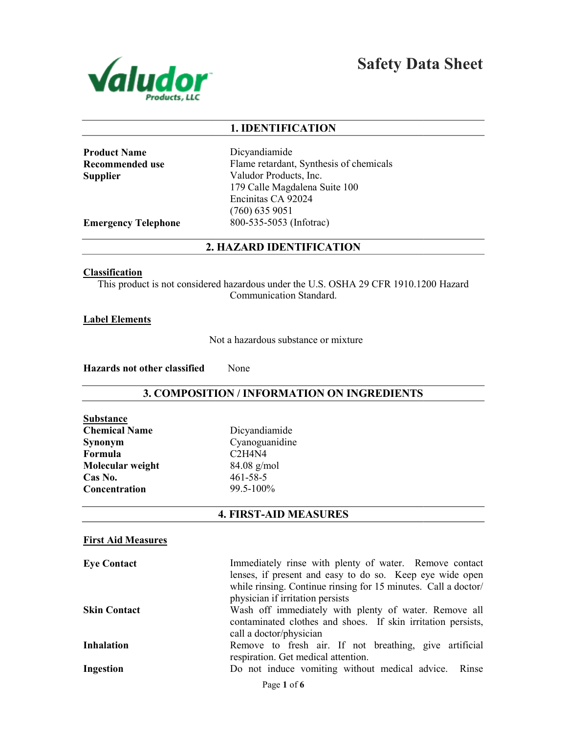# Safety Data Sheet

Valudor Products, LLC

## 1. IDENTIFICATION

| | |
|---|---|
| **Product Name** | Dicyandiamide |
| **Recommended use** | Flame retardant, Synthesis of chemicals |
| **Supplier** | Valudor Products, Inc.<br>179 Calle Magdalena Suite 100<br>Encinitas CA 92024<br>(760) 635 9051 |
| **Emergency Telephone** | 800-535-5053 (Infotrac) |

## 2. HAZARD IDENTIFICATION

**Classification**

This product is not considered hazardous under the U.S. OSHA 29 CFR 1910.1200 Hazard Communication Standard.

**Label Elements**

Not a hazardous substance or mixture

**Hazards not other classified** None

## 3. COMPOSITION / INFORMATION ON INGREDIENTS

**Substance**

| | |
|---|---|
| **Chemical Name** | Dicyandiamide |
| **Synonym** | Cyanoguanidine |
| **Formula** | $C_2H_4N_4$ |
| **Molecular weight** | 84.08 g/mol |
| **Cas No.** | 461-58-5 |
| **Concentration** | 99.5-100% |

## 4. FIRST-AID MEASURES

**First Aid Measures**

| | |
|---|---|
| **Eye Contact** | Immediately rinse with plenty of water. Remove contact lenses, if present and easy to do so. Keep eye wide open while rinsing. Continue rinsing for 15 minutes. Call a doctor/ physician if irritation persists |
| **Skin Contact** | Wash off immediately with plenty of water. Remove all contaminated clothes and shoes. If skin irritation persists, call a doctor/physician |
| **Inhalation** | Remove to fresh air. If not breathing, give artificial respiration. Get medical attention. |
| **Ingestion** | Do not induce vomiting without medical advice. Rinse |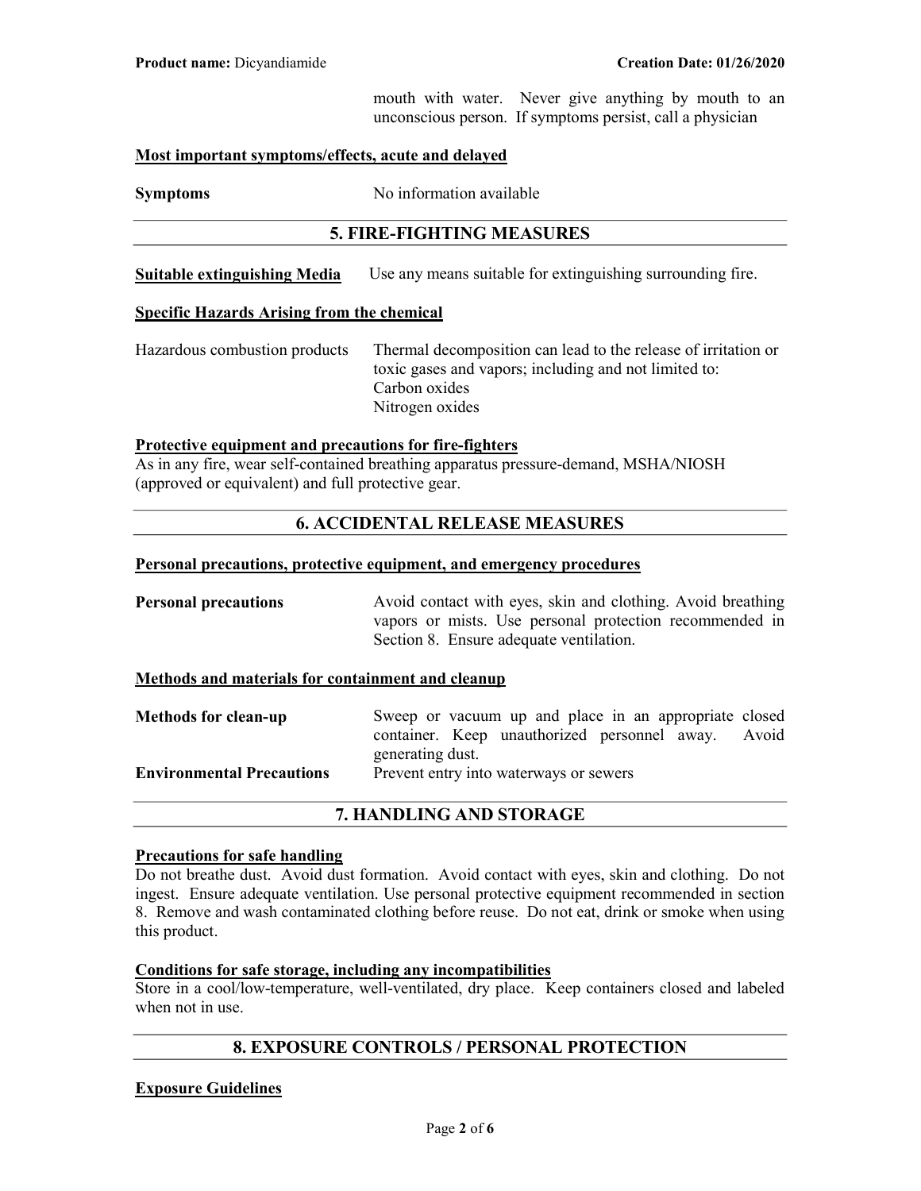mouth with water. Never give anything by mouth to an unconscious person. If symptoms persist, call a physician

**Most important symptoms/effects, acute and delayed**

| | |
|---|---|
| **Symptoms** | No information available |

## 5. FIRE-FIGHTING MEASURES

| | |
|---|---|
| **Suitable extinguishing Media** | Use any means suitable for extinguishing surrounding fire. |

**Specific Hazards Arising from the chemical**

| | |
|---|---|
| Hazardous combustion products | Thermal decomposition can lead to the release of irritation or toxic gases and vapors; including and not limited to:<br>Carbon oxides<br>Nitrogen oxides |

**Protective equipment and precautions for fire-fighters**

As in any fire, wear self-contained breathing apparatus pressure-demand, MSHA/NIOSH (approved or equivalent) and full protective gear.

## 6. ACCIDENTAL RELEASE MEASURES

**Personal precautions, protective equipment, and emergency procedures**

| | |
|---|---|
| **Personal precautions** | Avoid contact with eyes, skin and clothing. Avoid breathing vapors or mists. Use personal protection recommended in Section 8. Ensure adequate ventilation. |

**Methods and materials for containment and cleanup**

| | |
|---|---|
| **Methods for clean-up** | Sweep or vacuum up and place in an appropriate closed container. Keep unauthorized personnel away. Avoid generating dust. |
| **Environmental Precautions** | Prevent entry into waterways or sewers |

## 7. HANDLING AND STORAGE

**Precautions for safe handling**

Do not breathe dust. Avoid dust formation. Avoid contact with eyes, skin and clothing. Do not ingest. Ensure adequate ventilation. Use personal protective equipment recommended in section 8. Remove and wash contaminated clothing before reuse. Do not eat, drink or smoke when using this product.

**Conditions for safe storage, including any incompatibilities**

Store in a cool/low-temperature, well-ventilated, dry place. Keep containers closed and labeled when not in use.

## 8. EXPOSURE CONTROLS / PERSONAL PROTECTION

**Exposure Guidelines**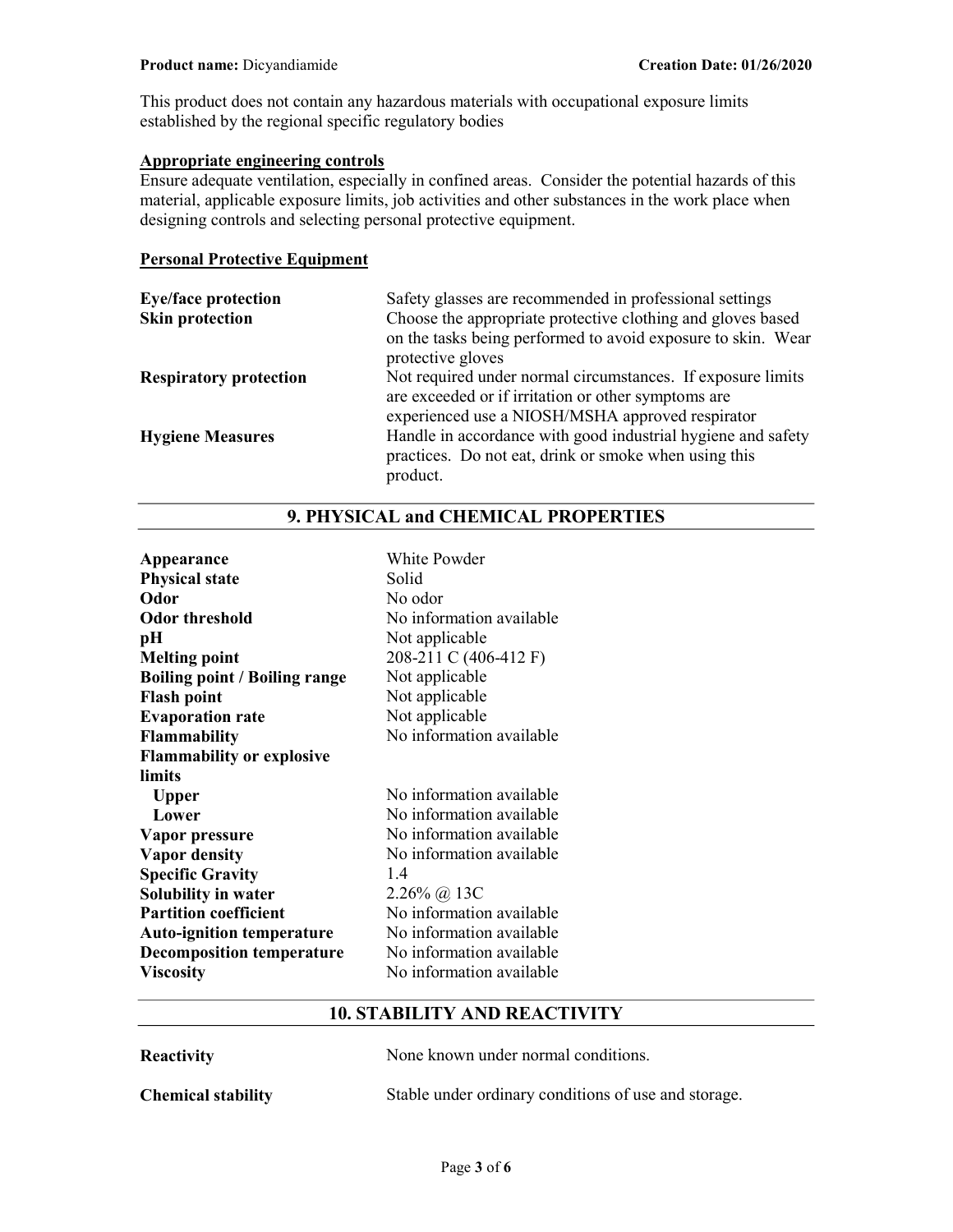This product does not contain any hazardous materials with occupational exposure limits established by the regional specific regulatory bodies

**Appropriate engineering controls**

Ensure adequate ventilation, especially in confined areas. Consider the potential hazards of this material, applicable exposure limits, job activities and other substances in the work place when designing controls and selecting personal protective equipment.

**Personal Protective Equipment**

| | |
|---|---|
| **Eye/face protection** | Safety glasses are recommended in professional settings |
| **Skin protection** | Choose the appropriate protective clothing and gloves based on the tasks being performed to avoid exposure to skin. Wear protective gloves |
| **Respiratory protection** | Not required under normal circumstances. If exposure limits are exceeded or if irritation or other symptoms are experienced use a NIOSH/MSHA approved respirator |
| **Hygiene Measures** | Handle in accordance with good industrial hygiene and safety practices. Do not eat, drink or smoke when using this product. |

## 9. PHYSICAL and CHEMICAL PROPERTIES

| | |
|---|---|
| **Appearance** | White Powder |
| **Physical state** | Solid |
| **Odor** | No odor |
| **Odor threshold** | No information available |
| **pH** | Not applicable |
| **Melting point** | 208-211 C (406-412 F) |
| **Boiling point / Boiling range** | Not applicable |
| **Flash point** | Not applicable |
| **Evaporation rate** | Not applicable |
| **Flammability** | No information available |
| **Flammability or explosive limits** | |
| **Upper** | No information available |
| **Lower** | No information available |
| **Vapor pressure** | No information available |
| **Vapor density** | No information available |
| **Specific Gravity** | 1.4 |
| **Solubility in water** | 2.26% @ 13C |
| **Partition coefficient** | No information available |
| **Auto-ignition temperature** | No information available |
| **Decomposition temperature** | No information available |
| **Viscosity** | No information available |

## 10. STABILITY AND REACTIVITY

| | |
|---|---|
| **Reactivity** | None known under normal conditions. |
| **Chemical stability** | Stable under ordinary conditions of use and storage. |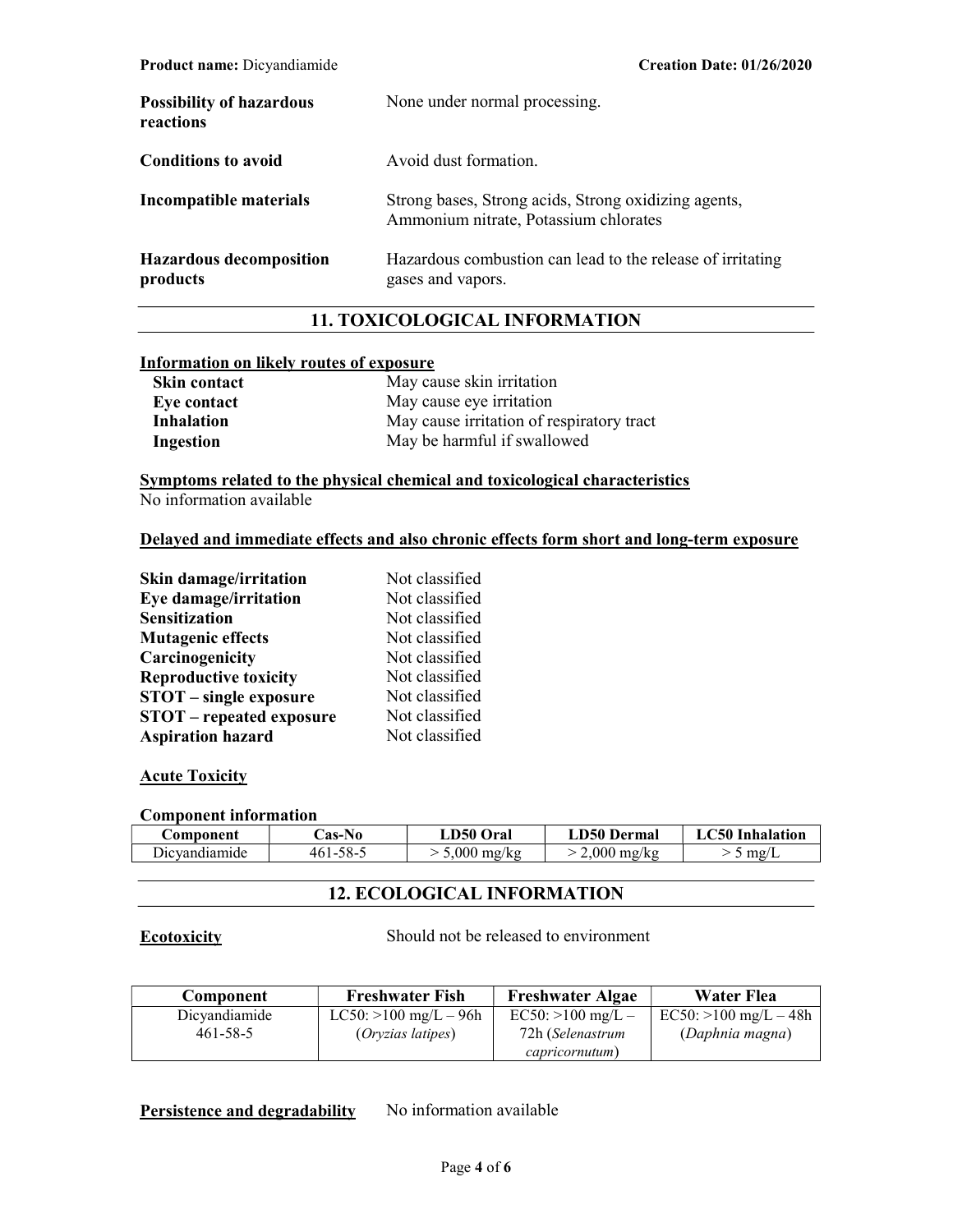| | |
|---|---|
| **Possibility of hazardous reactions** | None under normal processing. |
| **Conditions to avoid** | Avoid dust formation. |
| **Incompatible materials** | Strong bases, Strong acids, Strong oxidizing agents, Ammonium nitrate, Potassium chlorates |
| **Hazardous decomposition products** | Hazardous combustion can lead to the release of irritating gases and vapors. |

## 11. TOXICOLOGICAL INFORMATION

**Information on likely routes of exposure**

| | |
|---|---|
| **Skin contact** | May cause skin irritation |
| **Eye contact** | May cause eye irritation |
| **Inhalation** | May cause irritation of respiratory tract |
| **Ingestion** | May be harmful if swallowed |

**Symptoms related to the physical chemical and toxicological characteristics**

No information available

**Delayed and immediate effects and also chronic effects form short and long-term exposure**

| | |
|---|---|
| **Skin damage/irritation** | Not classified |
| **Eye damage/irritation** | Not classified |
| **Sensitization** | Not classified |
| **Mutagenic effects** | Not classified |
| **Carcinogenicity** | Not classified |
| **Reproductive toxicity** | Not classified |
| **STOT – single exposure** | Not classified |
| **STOT – repeated exposure** | Not classified |
| **Aspiration hazard** | Not classified |

**Acute Toxicity**

**Component information**

| Component | Cas-No | LD50 Oral | LD50 Dermal | LC50 Inhalation |
|---|---|---|---|---|
| Dicyandiamide | 461-58-5 | > 5,000 mg/kg | > 2,000 mg/kg | > 5 mg/L |

## 12. ECOLOGICAL INFORMATION

**Ecotoxicity** Should not be released to environment

| Component | Freshwater Fish | Freshwater Algae | Water Flea |
|---|---|---|---|
| Dicyandiamide 461-58-5 | LC50: >100 mg/L – 96h (*Oryzias latipes*) | EC50: >100 mg/L – 72h (*Selenastrum capricornutum*) | EC50: >100 mg/L – 48h (*Daphnia magna*) |

**Persistence and degradability** No information available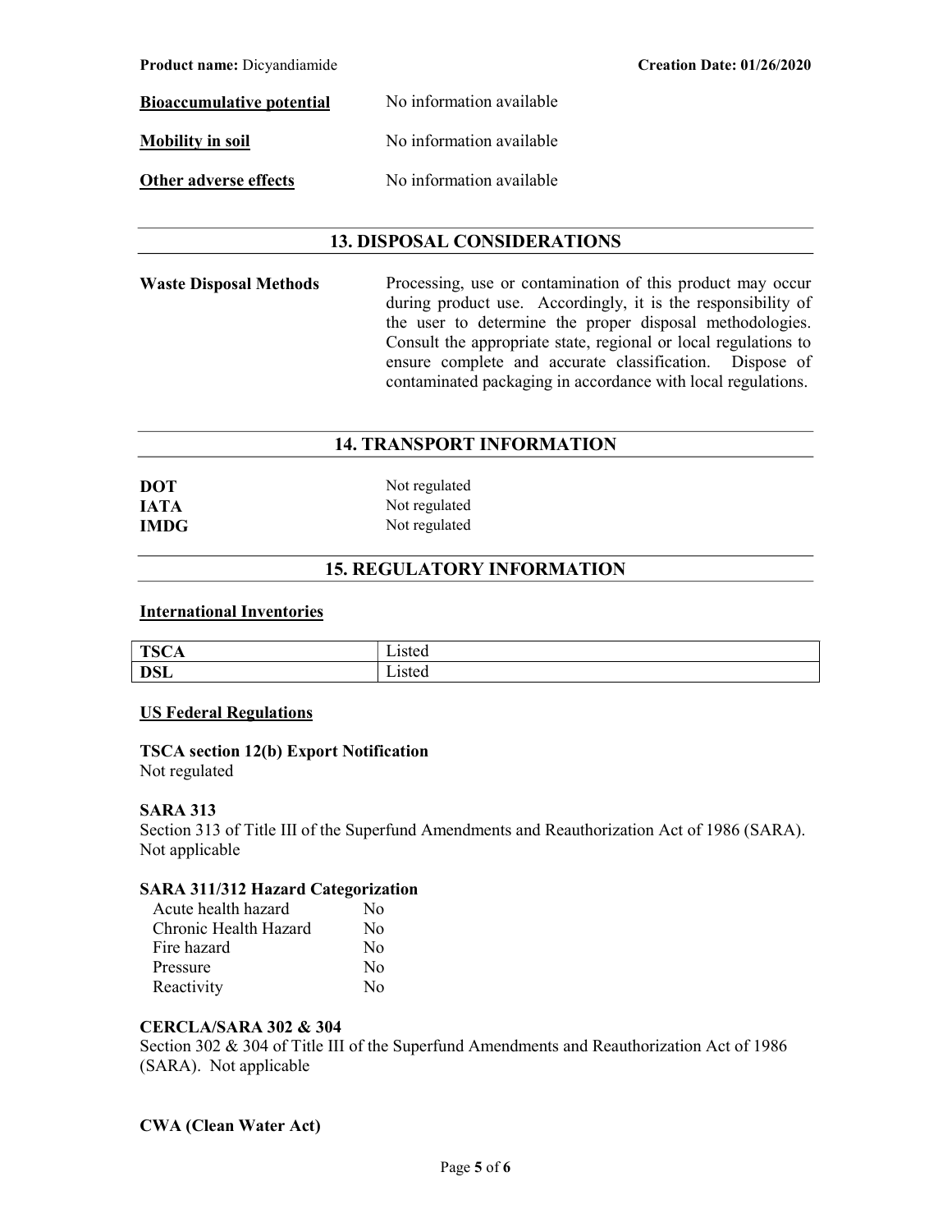**Bioaccumulative potential** No information available

**Mobility in soil** No information available

**Other adverse effects** No information available

## 13. DISPOSAL CONSIDERATIONS

**Waste Disposal Methods** Processing, use or contamination of this product may occur during product use. Accordingly, it is the responsibility of the user to determine the proper disposal methodologies. Consult the appropriate state, regional or local regulations to ensure complete and accurate classification. Dispose of contaminated packaging in accordance with local regulations.

## 14. TRANSPORT INFORMATION

**DOT** Not regulated
**IATA** Not regulated
**IMDG** Not regulated

## 15. REGULATORY INFORMATION

### International Inventories

| **TSCA** | Listed |
|---|---|
| **DSL** | Listed |

### US Federal Regulations

**TSCA section 12(b) Export Notification**
Not regulated

**SARA 313**
Section 313 of Title III of the Superfund Amendments and Reauthorization Act of 1986 (SARA). Not applicable

**SARA 311/312 Hazard Categorization**

| | |
|---|---|
| Acute health hazard | No |
| Chronic Health Hazard | No |
| Fire hazard | No |
| Pressure | No |
| Reactivity | No |

**CERCLA/SARA 302 & 304**
Section 302 & 304 of Title III of the Superfund Amendments and Reauthorization Act of 1986 (SARA). Not applicable

**CWA (Clean Water Act)**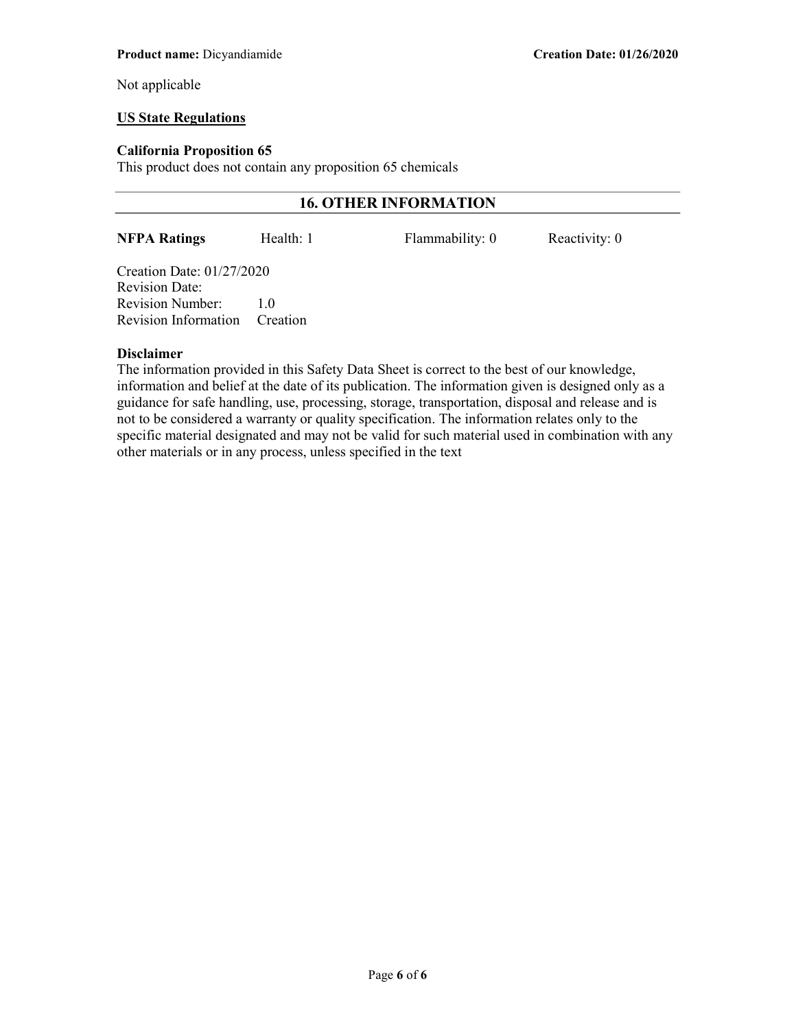Not applicable

**US State Regulations**

**California Proposition 65**

This product does not contain any proposition 65 chemicals

## 16. OTHER INFORMATION

| | | | |
|---|---|---|---|
| **NFPA Ratings** | Health: 1 | Flammability: 0 | Reactivity: 0 |

Creation Date: 01/27/2020
Revision Date:
Revision Number: 1.0
Revision Information Creation

**Disclaimer**

The information provided in this Safety Data Sheet is correct to the best of our knowledge, information and belief at the date of its publication. The information given is designed only as a guidance for safe handling, use, processing, storage, transportation, disposal and release and is not to be considered a warranty or quality specification. The information relates only to the specific material designated and may not be valid for such material used in combination with any other materials or in any process, unless specified in the text